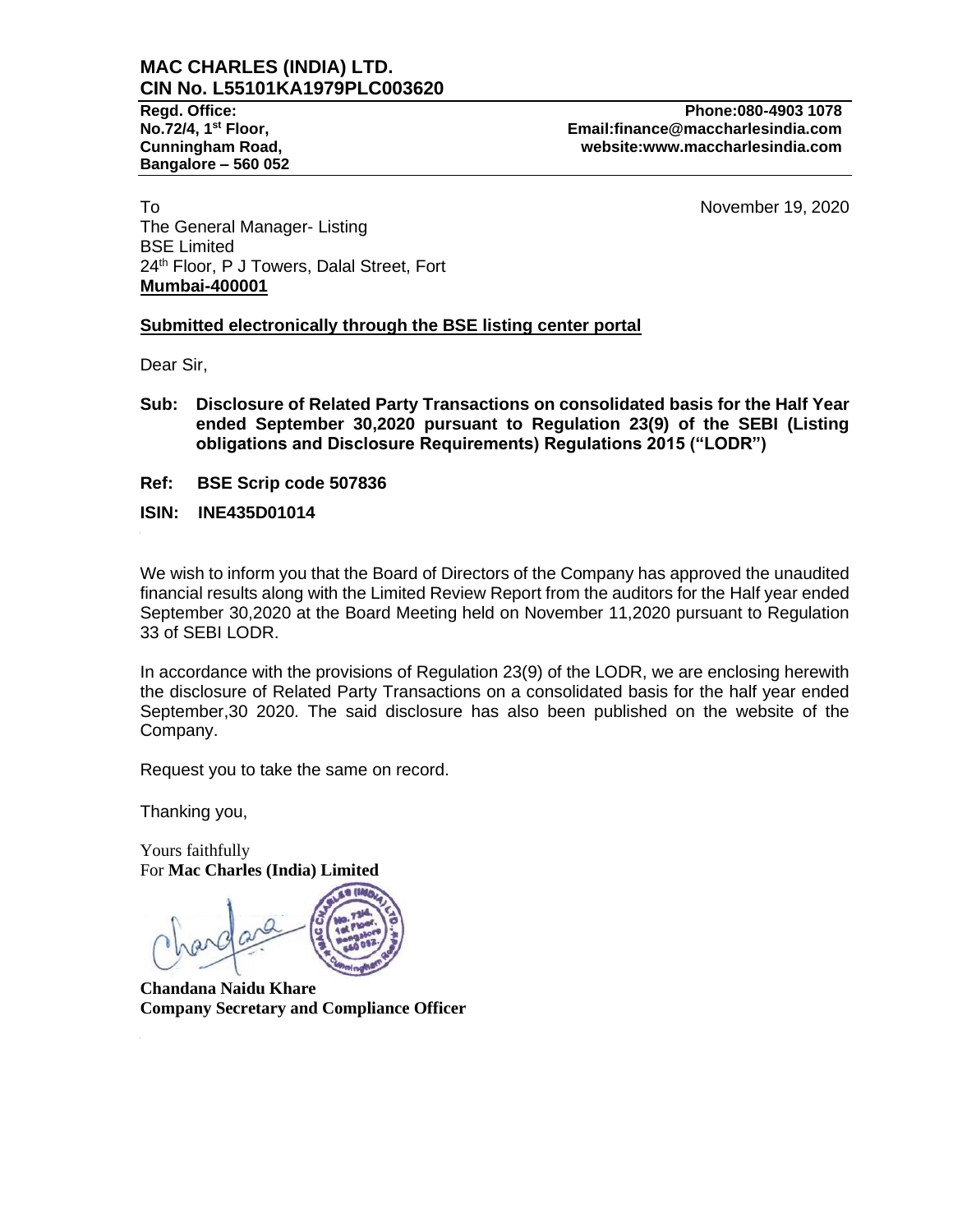# MAC CHARLES (INDIA) LTD.
## CIN No. L55101KA1979PLC003620

**Regd. Office:**
**No.72/4, 1st Floor,**
**Cunningham Road,**
**Bangalore – 560 052**

**Phone:080-4903 1078**
**Email:finance@maccharlesindia.com**
**website:www.maccharlesindia.com**

To
The General Manager- Listing
BSE Limited
24th Floor, P J Towers, Dalal Street, Fort
**Mumbai-400001**

November 19, 2020

**Submitted electronically through the BSE listing center portal**

Dear Sir,

**Sub: Disclosure of Related Party Transactions on consolidated basis for the Half Year ended September 30,2020 pursuant to Regulation 23(9) of the SEBI (Listing obligations and Disclosure Requirements) Regulations 2015 ("LODR")**

**Ref: BSE Scrip code 507836**

**ISIN: INE435D01014**

We wish to inform you that the Board of Directors of the Company has approved the unaudited financial results along with the Limited Review Report from the auditors for the Half year ended September 30,2020 at the Board Meeting held on November 11,2020 pursuant to Regulation 33 of SEBI LODR.

In accordance with the provisions of Regulation 23(9) of the LODR, we are enclosing herewith the disclosure of Related Party Transactions on a consolidated basis for the half year ended September,30 2020. The said disclosure has also been published on the website of the Company.

Request you to take the same on record.

Thanking you,

Yours faithfully
For **Mac Charles (India) Limited**

**Chandana Naidu Khare**
**Company Secretary and Compliance Officer**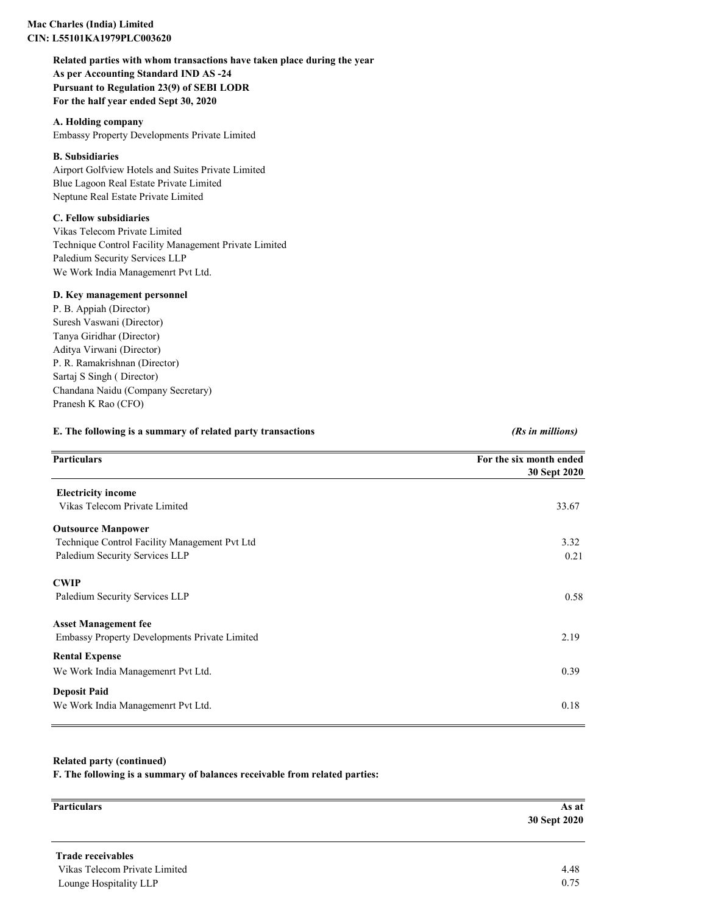**Mac Charles (India) Limited**
**CIN: L55101KA1979PLC003620**

**Related parties with whom transactions have taken place during the year**
**As per Accounting Standard IND AS -24**
**Pursuant to Regulation 23(9) of SEBI LODR**
**For the half year ended Sept 30, 2020**

**A. Holding company**
Embassy Property Developments Private Limited

**B. Subsidiaries**
Airport Golfview Hotels and Suites Private Limited
Blue Lagoon Real Estate Private Limited
Neptune Real Estate Private Limited

**C. Fellow subsidiaries**
Vikas Telecom Private Limited
Technique Control Facility Management Private Limited
Paledium Security Services LLP
We Work India Managemenrt Pvt Ltd.

**D. Key management personnel**
P. B. Appiah (Director)
Suresh Vaswani (Director)
Tanya Giridhar (Director)
Aditya Virwani (Director)
P. R. Ramakrishnan (Director)
Sartaj S Singh ( Director)
Chandana Naidu (Company Secretary)
Pranesh K Rao (CFO)

**E. The following is a summary of related party transactions** *(Rs in millions)*

| Particulars | For the six month ended 30 Sept 2020 |
|---|---|
| **Electricity income** | |
| Vikas Telecom Private Limited | 33.67 |
| **Outsource Manpower** | |
| Technique Control Facility Management Pvt Ltd | 3.32 |
| Paledium Security Services LLP | 0.21 |
| **CWIP** | |
| Paledium Security Services LLP | 0.58 |
| **Asset Management fee** | |
| Embassy Property Developments Private Limited | 2.19 |
| **Rental Expense** | |
| We Work India Managemenrt Pvt Ltd. | 0.39 |
| **Deposit Paid** | |
| We Work India Managemenrt Pvt Ltd. | 0.18 |

**Related party (continued)**
**F. The following is a summary of balances receivable from related parties:**

| Particulars | As at 30 Sept 2020 |
|---|---|
| **Trade receivables** | |
| Vikas Telecom Private Limited | 4.48 |
| Lounge Hospitality LLP | 0.75 |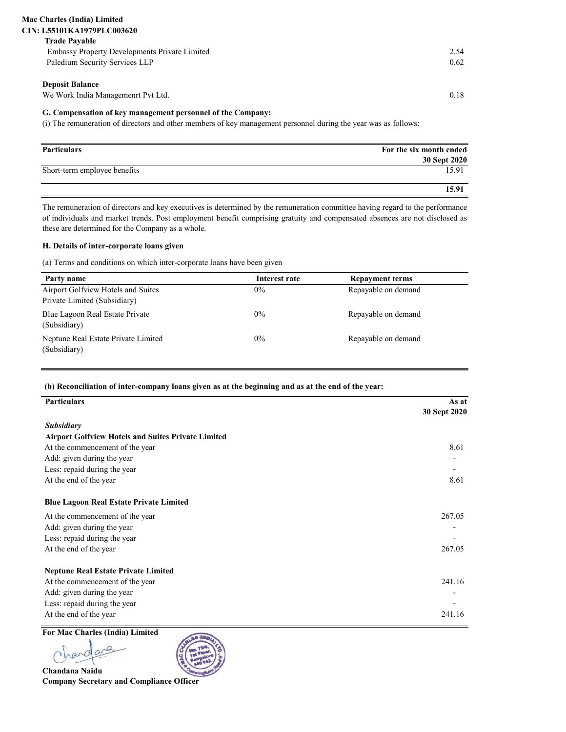**Mac Charles (India) Limited**
**CIN: L55101KA1979PLC003620**

| | |
|---|---|
| **Trade Payable** | |
| Embassy Property Developments Private Limited | 2.54 |
| Paledium Security Services LLP | 0.62 |
| | |
| **Deposit Balance** | |
| We Work India Managemenrt Pvt Ltd. | 0.18 |

**G. Compensation of key management personnel of the Company:**

(i) The remuneration of directors and other members of key management personnel during the year was as follows:

| Particulars | For the six month ended 30 Sept 2020 |
|---|---|
| Short-term employee benefits | 15.91 |
| | **15.91** |

The remuneration of directors and key executives is determined by the remuneration committee having regard to the performance of individuals and market trends. Post employment benefit comprising gratuity and compensated absences are not disclosed as these are determined for the Company as a whole.

**H. Details of inter-corporate loans given**

(a) Terms and conditions on which inter-corporate loans have been given

| Party name | Interest rate | Repayment terms |
|---|---|---|
| Airport Golfview Hotels and Suites Private Limited (Subsidiary) | 0% | Repayable on demand |
| Blue Lagoon Real Estate Private (Subsidiary) | 0% | Repayable on demand |
| Neptune Real Estate Private Limited (Subsidiary) | 0% | Repayable on demand |

**(b) Reconciliation of inter-company loans given as at the beginning and as at the end of the year:**

| Particulars | As at 30 Sept 2020 |
|---|---|
| ***Subsidiary*** | |
| **Airport Golfview Hotels and Suites Private Limited** | |
| At the commencement of the year | 8.61 |
| Add: given during the year | - |
| Less: repaid during the year | - |
| At the end of the year | 8.61 |
| | |
| **Blue Lagoon Real Estate Private Limited** | |
| At the commencement of the year | 267.05 |
| Add: given during the year | - |
| Less: repaid during the year | - |
| At the end of the year | 267.05 |
| | |
| **Neptune Real Estate Private Limited** | |
| At the commencement of the year | 241.16 |
| Add: given during the year | - |
| Less: repaid during the year | - |
| At the end of the year | 241.16 |

**For Mac Charles (India) Limited**

**Chandana Naidu**
**Company Secretary and Compliance Officer**